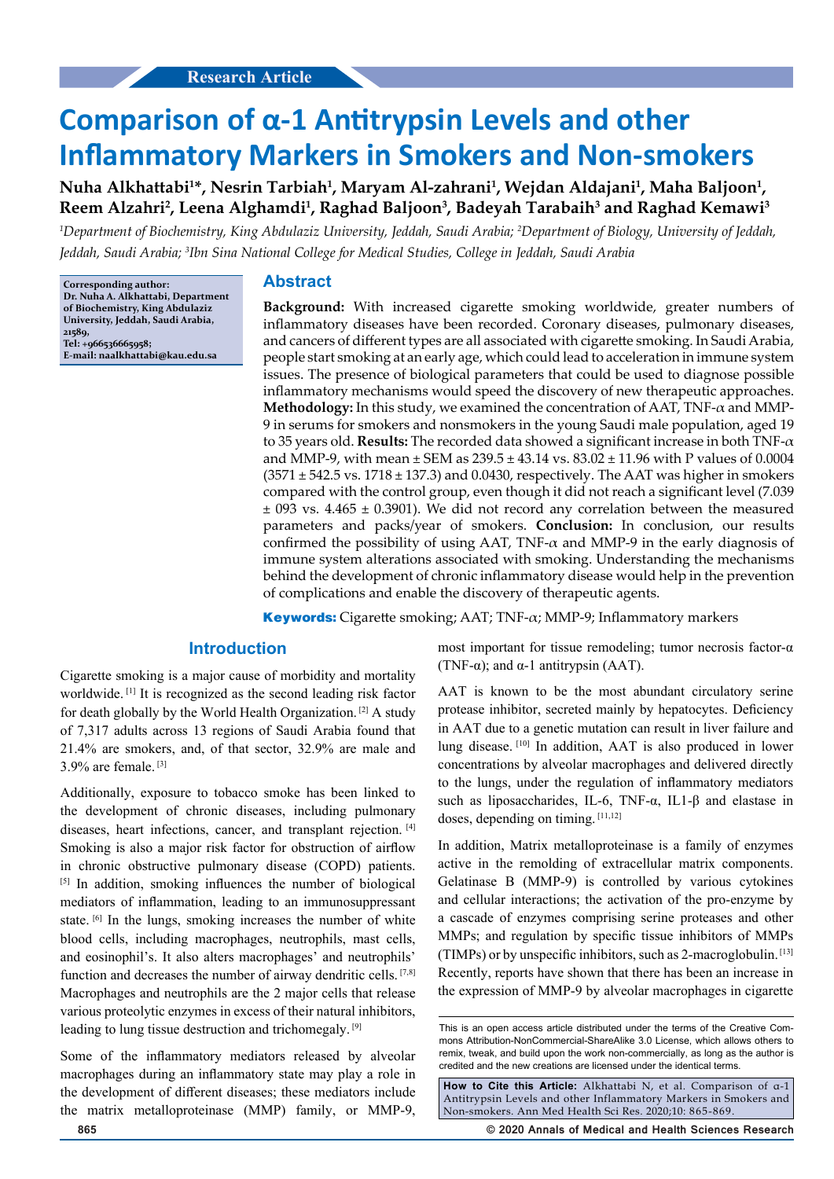Research Article

# Comparison of α-1 Antitrypsin Levels and other Inflammatory Markers in Smokers and Non-smokers

**Nuha Alkhattabi[1]\*, Nesrin Tarbiah[1], Maryam Al-zahrani[1], Wejdan Aldajani[1], Maha Baljoon[1], Reem Alzahri[2], Leena Alghamdi[1], Raghad Baljoon[3], Badeyah Tarabaih[3] and Raghad Kemawi[3]**

*[1]Department of Biochemistry, King Abdulaziz University, Jeddah, Saudi Arabia; [2]Department of Biology, University of Jeddah, Jeddah, Saudi Arabia; [3]Ibn Sina National College for Medical Studies, College in Jeddah, Saudi Arabia*

**Corresponding author: Dr. Nuha A. Alkhattabi, Department of Biochemistry, King Abdulaziz University, Jeddah, Saudi Arabia, 21589, Tel: +966536665958; E-mail: naalkhattabi@kau.edu.sa**

## Abstract

**Background:** With increased cigarette smoking worldwide, greater numbers of inflammatory diseases have been recorded. Coronary diseases, pulmonary diseases, and cancers of different types are all associated with cigarette smoking. In Saudi Arabia, people start smoking at an early age, which could lead to acceleration in immune system issues. The presence of biological parameters that could be used to diagnose possible inflammatory mechanisms would speed the discovery of new therapeutic approaches. **Methodology:** In this study, we examined the concentration of AAT, TNF-α and MMP-9 in serums for smokers and nonsmokers in the young Saudi male population, aged 19 to 35 years old. **Results:** The recorded data showed a significant increase in both TNF-α and MMP-9, with mean ± SEM as 239.5 ± 43.14 vs. 83.02 ± 11.96 with P values of 0.0004 (3571 ± 542.5 vs. 1718 ± 137.3) and 0.0430, respectively. The AAT was higher in smokers compared with the control group, even though it did not reach a significant level (7.039 ± 093 vs. 4.465 ± 0.3901). We did not record any correlation between the measured parameters and packs/year of smokers. **Conclusion:** In conclusion, our results confirmed the possibility of using AAT, TNF-α and MMP-9 in the early diagnosis of immune system alterations associated with smoking. Understanding the mechanisms behind the development of chronic inflammatory disease would help in the prevention of complications and enable the discovery of therapeutic agents.

**Keywords:** Cigarette smoking; AAT; TNF-α; MMP-9; Inflammatory markers

## Introduction

Cigarette smoking is a major cause of morbidity and mortality worldwide. [1] It is recognized as the second leading risk factor for death globally by the World Health Organization. [2] A study of 7,317 adults across 13 regions of Saudi Arabia found that 21.4% are smokers, and, of that sector, 32.9% are male and 3.9% are female. [3]

Additionally, exposure to tobacco smoke has been linked to the development of chronic diseases, including pulmonary diseases, heart infections, cancer, and transplant rejection. [4] Smoking is also a major risk factor for obstruction of airflow in chronic obstructive pulmonary disease (COPD) patients. [5] In addition, smoking influences the number of biological mediators of inflammation, leading to an immunosuppressant state. [6] In the lungs, smoking increases the number of white blood cells, including macrophages, neutrophils, mast cells, and eosinophil's. It also alters macrophages' and neutrophils' function and decreases the number of airway dendritic cells. [7,8] Macrophages and neutrophils are the 2 major cells that release various proteolytic enzymes in excess of their natural inhibitors, leading to lung tissue destruction and trichomegaly. [9]

Some of the inflammatory mediators released by alveolar macrophages during an inflammatory state may play a role in the development of different diseases; these mediators include the matrix metalloproteinase (MMP) family, or MMP-9, most important for tissue remodeling; tumor necrosis factor-α (TNF-α); and α-1 antitrypsin (AAT).

AAT is known to be the most abundant circulatory serine protease inhibitor, secreted mainly by hepatocytes. Deficiency in AAT due to a genetic mutation can result in liver failure and lung disease. [10] In addition, AAT is also produced in lower concentrations by alveolar macrophages and delivered directly to the lungs, under the regulation of inflammatory mediators such as liposaccharides, IL-6, TNF-α, IL1-β and elastase in doses, depending on timing. [11,12]

In addition, Matrix metalloproteinase is a family of enzymes active in the remolding of extracellular matrix components. Gelatinase B (MMP-9) is controlled by various cytokines and cellular interactions; the activation of the pro-enzyme by a cascade of enzymes comprising serine proteases and other MMPs; and regulation by specific tissue inhibitors of MMPs (TIMPs) or by unspecific inhibitors, such as 2-macroglobulin. [13] Recently, reports have shown that there has been an increase in the expression of MMP-9 by alveolar macrophages in cigarette

This is an open access article distributed under the terms of the Creative Commons Attribution-NonCommercial-ShareAlike 3.0 License, which allows others to remix, tweak, and build upon the work non-commercially, as long as the author is credited and the new creations are licensed under the identical terms.

**How to Cite this Article:** Alkhattabi N, et al. Comparison of α-1 Antitrypsin Levels and other Inflammatory Markers in Smokers and Non-smokers. Ann Med Health Sci Res. 2020;10: 865-869.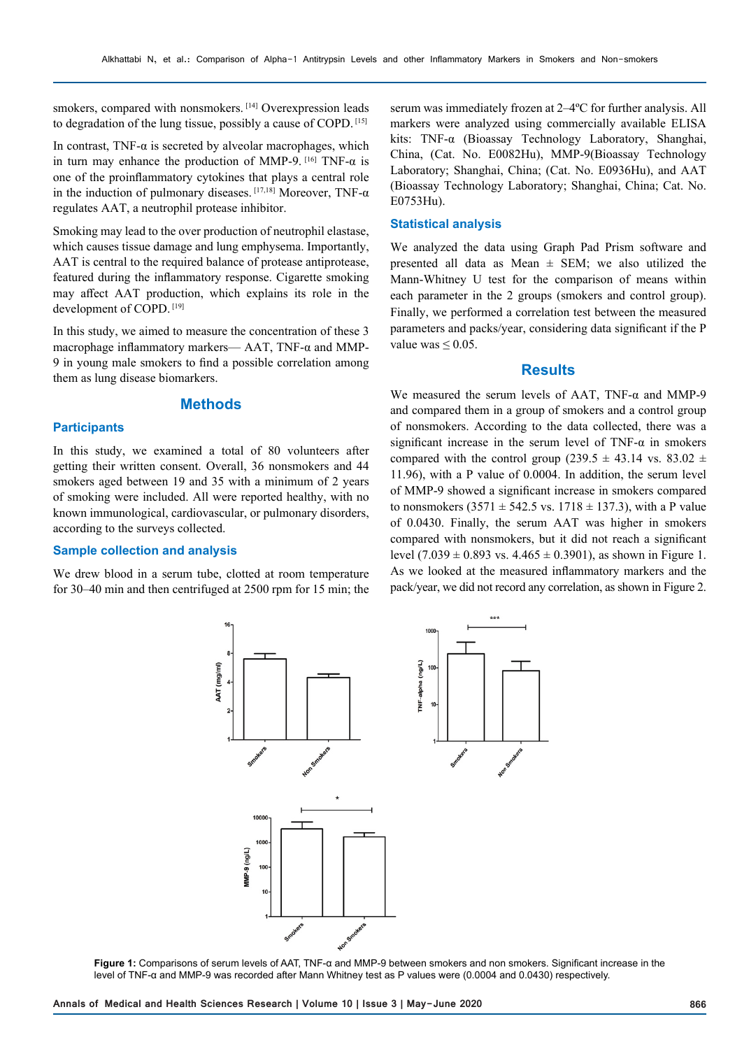smokers, compared with nonsmokers. [14] Overexpression leads to degradation of the lung tissue, possibly a cause of COPD. [15]

In contrast, TNF-α is secreted by alveolar macrophages, which in turn may enhance the production of MMP-9. [16] TNF-α is one of the proinflammatory cytokines that plays a central role in the induction of pulmonary diseases. [17,18] Moreover, TNF-α regulates AAT, a neutrophil protease inhibitor.

Smoking may lead to the over production of neutrophil elastase, which causes tissue damage and lung emphysema. Importantly, AAT is central to the required balance of protease antiprotease, featured during the inflammatory response. Cigarette smoking may affect AAT production, which explains its role in the development of COPD. [19]

In this study, we aimed to measure the concentration of these 3 macrophage inflammatory markers— AAT, TNF-α and MMP-9 in young male smokers to find a possible correlation among them as lung disease biomarkers.

## Methods

### Participants

In this study, we examined a total of 80 volunteers after getting their written consent. Overall, 36 nonsmokers and 44 smokers aged between 19 and 35 with a minimum of 2 years of smoking were included. All were reported healthy, with no known immunological, cardiovascular, or pulmonary disorders, according to the surveys collected.

### Sample collection and analysis

We drew blood in a serum tube, clotted at room temperature for 30–40 min and then centrifuged at 2500 rpm for 15 min; the serum was immediately frozen at 2–4ºC for further analysis. All markers were analyzed using commercially available ELISA kits: TNF-α (Bioassay Technology Laboratory, Shanghai, China, (Cat. No. E0082Hu), MMP-9(Bioassay Technology Laboratory; Shanghai, China; (Cat. No. E0936Hu), and AAT (Bioassay Technology Laboratory; Shanghai, China; Cat. No. E0753Hu).

### Statistical analysis

We analyzed the data using Graph Pad Prism software and presented all data as Mean ± SEM; we also utilized the Mann-Whitney U test for the comparison of means within each parameter in the 2 groups (smokers and control group). Finally, we performed a correlation test between the measured parameters and packs/year, considering data significant if the P value was ≤ 0.05.

## Results

We measured the serum levels of AAT, TNF-α and MMP-9 and compared them in a group of smokers and a control group of nonsmokers. According to the data collected, there was a significant increase in the serum level of TNF-α in smokers compared with the control group (239.5 ± 43.14 vs. 83.02 ± 11.96), with a P value of 0.0004. In addition, the serum level of MMP-9 showed a significant increase in smokers compared to nonsmokers (3571 ± 542.5 vs. 1718 ± 137.3), with a P value of 0.0430. Finally, the serum AAT was higher in smokers compared with nonsmokers, but it did not reach a significant level (7.039 ± 0.893 vs. 4.465 ± 0.3901), as shown in Figure 1. As we looked at the measured inflammatory markers and the pack/year, we did not record any correlation, as shown in Figure 2.

**Figure 1:** Comparisons of serum levels of AAT, TNF-α and MMP-9 between smokers and non smokers. Significant increase in the level of TNF-α and MMP-9 was recorded after Mann Whitney test as P values were (0.0004 and 0.0430) respectively.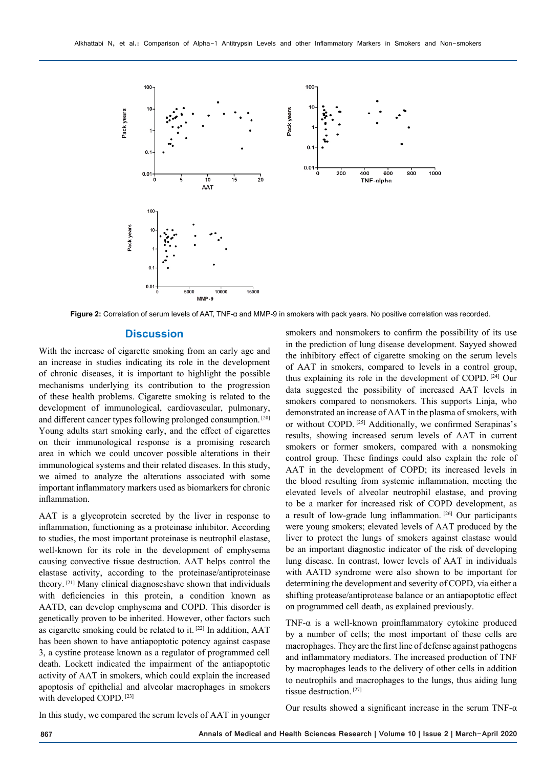**Figure 2:** Correlation of serum levels of AAT, TNF-α and MMP-9 in smokers with pack years. No positive correlation was recorded.

## Discussion

With the increase of cigarette smoking from an early age and an increase in studies indicating its role in the development of chronic diseases, it is important to highlight the possible mechanisms underlying its contribution to the progression of these health problems. Cigarette smoking is related to the development of immunological, cardiovascular, pulmonary, and different cancer types following prolonged consumption. [20] Young adults start smoking early, and the effect of cigarettes on their immunological response is a promising research area in which we could uncover possible alterations in their immunological systems and their related diseases. In this study, we aimed to analyze the alterations associated with some important inflammatory markers used as biomarkers for chronic inflammation.

AAT is a glycoprotein secreted by the liver in response to inflammation, functioning as a proteinase inhibitor. According to studies, the most important proteinase is neutrophil elastase, well-known for its role in the development of emphysema causing convective tissue destruction. AAT helps control the elastase activity, according to the proteinase/antiproteinase theory. [21] Many clinical diagnoseshave shown that individuals with deficiencies in this protein, a condition known as AATD, can develop emphysema and COPD. This disorder is genetically proven to be inherited. However, other factors such as cigarette smoking could be related to it. [22] In addition, AAT has been shown to have antiapoptotic potency against caspase 3, a cystine protease known as a regulator of programmed cell death. Lockett indicated the impairment of the antiapoptotic activity of AAT in smokers, which could explain the increased apoptosis of epithelial and alveolar macrophages in smokers with developed COPD. [23]

In this study, we compared the serum levels of AAT in younger smokers and nonsmokers to confirm the possibility of its use in the prediction of lung disease development. Sayyed showed the inhibitory effect of cigarette smoking on the serum levels of AAT in smokers, compared to levels in a control group, thus explaining its role in the development of COPD. [24] Our data suggested the possibility of increased AAT levels in smokers compared to nonsmokers. This supports Linja, who demonstrated an increase of AAT in the plasma of smokers, with or without COPD. [25] Additionally, we confirmed Serapinas's results, showing increased serum levels of AAT in current smokers or former smokers, compared with a nonsmoking control group. These findings could also explain the role of AAT in the development of COPD; its increased levels in the blood resulting from systemic inflammation, meeting the elevated levels of alveolar neutrophil elastase, and proving to be a marker for increased risk of COPD development, as a result of low-grade lung inflammation. [26] Our participants were young smokers; elevated levels of AAT produced by the liver to protect the lungs of smokers against elastase would be an important diagnostic indicator of the risk of developing lung disease. In contrast, lower levels of AAT in individuals with AATD syndrome were also shown to be important for determining the development and severity of COPD, via either a shifting protease/antiprotease balance or an antiapoptotic effect on programmed cell death, as explained previously.

TNF-α is a well-known proinflammatory cytokine produced by a number of cells; the most important of these cells are macrophages. They are the first line of defense against pathogens and inflammatory mediators. The increased production of TNF by macrophages leads to the delivery of other cells in addition to neutrophils and macrophages to the lungs, thus aiding lung tissue destruction. [27]

Our results showed a significant increase in the serum TNF-α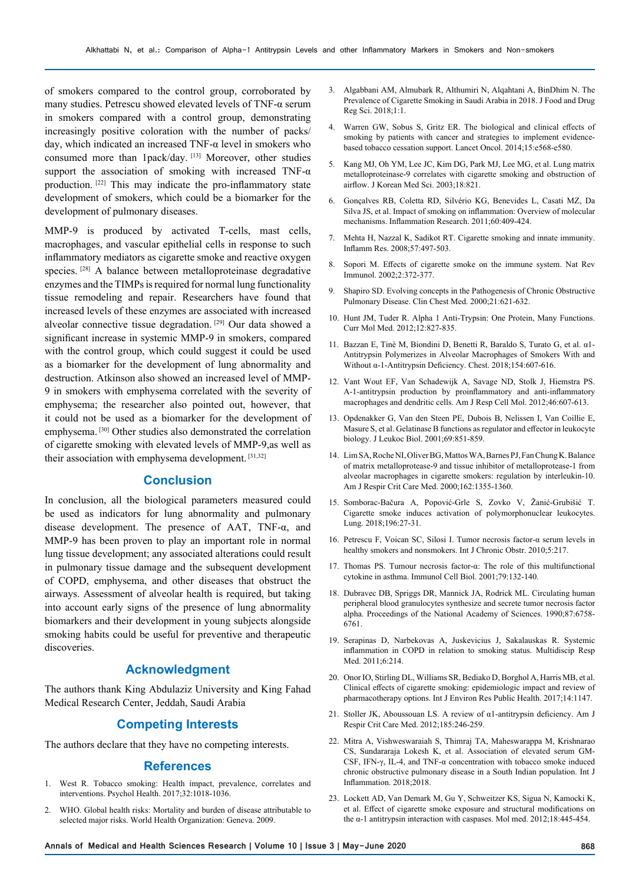of smokers compared to the control group, corroborated by many studies. Petrescu showed elevated levels of TNF-α serum in smokers compared with a control group, demonstrating increasingly positive coloration with the number of packs/day, which indicated an increased TNF-α level in smokers who consumed more than 1pack/day. [13] Moreover, other studies support the association of smoking with increased TNF-α production. [22] This may indicate the pro-inflammatory state development of smokers, which could be a biomarker for the development of pulmonary diseases.

MMP-9 is produced by activated T-cells, mast cells, macrophages, and vascular epithelial cells in response to such inflammatory mediators as cigarette smoke and reactive oxygen species. [28] A balance between metalloproteinase degradative enzymes and the TIMPs is required for normal lung functionality tissue remodeling and repair. Researchers have found that increased levels of these enzymes are associated with increased alveolar connective tissue degradation. [29] Our data showed a significant increase in systemic MMP-9 in smokers, compared with the control group, which could suggest it could be used as a biomarker for the development of lung abnormality and destruction. Atkinson also showed an increased level of MMP-9 in smokers with emphysema correlated with the severity of emphysema; the researcher also pointed out, however, that it could not be used as a biomarker for the development of emphysema. [30] Other studies also demonstrated the correlation of cigarette smoking with elevated levels of MMP-9,as well as their association with emphysema development. [31,32]

## Conclusion

In conclusion, all the biological parameters measured could be used as indicators for lung abnormality and pulmonary disease development. The presence of AAT, TNF-α, and MMP-9 has been proven to play an important role in normal lung tissue development; any associated alterations could result in pulmonary tissue damage and the subsequent development of COPD, emphysema, and other diseases that obstruct the airways. Assessment of alveolar health is required, but taking into account early signs of the presence of lung abnormality biomarkers and their development in young subjects alongside smoking habits could be useful for preventive and therapeutic discoveries.

## Acknowledgment

The authors thank King Abdulaziz University and King Fahad Medical Research Center, Jeddah, Saudi Arabia

## Competing Interests

The authors declare that they have no competing interests.

## References

1. West R. Tobacco smoking: Health impact, prevalence, correlates and interventions. Psychol Health. 2017;32:1018-1036.
2. WHO. Global health risks: Mortality and burden of disease attributable to selected major risks. World Health Organization: Geneva. 2009.
3. Algabbani AM, Almubark R, Althumiri N, Alqahtani A, BinDhim N. The Prevalence of Cigarette Smoking in Saudi Arabia in 2018. J Food and Drug Reg Sci. 2018;1:1.
4. Warren GW, Sobus S, Gritz ER. The biological and clinical effects of smoking by patients with cancer and strategies to implement evidence-based tobacco cessation support. Lancet Oncol. 2014;15:e568-e580.
5. Kang MJ, Oh YM, Lee JC, Kim DG, Park MJ, Lee MG, et al. Lung matrix metalloproteinase-9 correlates with cigarette smoking and obstruction of airflow. J Korean Med Sci. 2003;18:821.
6. Gonçalves RB, Coletta RD, Silvério KG, Benevides L, Casati MZ, Da Silva JS, et al. Impact of smoking on inflammation: Overview of molecular mechanisms. Inflammation Research. 2011;60:409-424.
7. Mehta H, Nazzal K, Sadikot RT. Cigarette smoking and innate immunity. Inflamm Res. 2008;57:497-503.
8. Sopori M. Effects of cigarette smoke on the immune system. Nat Rev Immunol. 2002;2:372-377.
9. Shapiro SD. Evolving concepts in the Pathogenesis of Chronic Obstructive Pulmonary Disease. Clin Chest Med. 2000;21:621-632.
10. Hunt JM, Tuder R. Alpha 1 Anti-Trypsin: One Protein, Many Functions. Curr Mol Med. 2012;12:827-835.
11. Bazzan E, Tinè M, Biondini D, Benetti R, Baraldo S, Turato G, et al. α1-Antitrypsin Polymerizes in Alveolar Macrophages of Smokers With and Without α-1-Antitrypsin Deficiency. Chest. 2018;154:607-616.
12. Vant Wout EF, Van Schadewijk A, Savage ND, Stolk J, Hiemstra PS. A-1-antitrypsin production by proinflammatory and anti-inflammatory macrophages and dendritic cells. Am J Resp Cell Mol. 2012;46:607-613.
13. Opdenakker G, Van den Steen PE, Dubois B, Nelissen I, Van Coillie E, Masure S, et al. Gelatinase B functions as regulator and effector in leukocyte biology. J Leukoc Biol. 2001;69:851-859.
14. Lim SA, Roche NI, Oliver BG, Mattos WA, Barnes PJ, Fan Chung K. Balance of matrix metalloprotease-9 and tissue inhibitor of metalloprotease-1 from alveolar macrophages in cigarette smokers: regulation by interleukin-10. Am J Respir Crit Care Med. 2000;162:1355-1360.
15. Somborac-Bačura A, Popović-Grle S, Zovko V, Žanić-Grubišić T. Cigarette smoke induces activation of polymorphonuclear leukocytes. Lung. 2018;196:27-31.
16. Petrescu F, Voican SC, Silosi I. Tumor necrosis factor-α serum levels in healthy smokers and nonsmokers. Int J Chronic Obstr. 2010;5:217.
17. Thomas PS. Tumour necrosis factor-α: The role of this multifunctional cytokine in asthma. Immunol Cell Biol. 2001;79:132-140.
18. Dubravec DB, Spriggs DR, Mannick JA, Rodrick ML. Circulating human peripheral blood granulocytes synthesize and secrete tumor necrosis factor alpha. Proceedings of the National Academy of Sciences. 1990;87:6758-6761.
19. Serapinas D, Narbekovas A, Juskevicius J, Sakalauskas R. Systemic inflammation in COPD in relation to smoking status. Multidiscip Resp Med. 2011;6:214.
20. Onor IO, Stirling DL, Williams SR, Bediako D, Borghol A, Harris MB, et al. Clinical effects of cigarette smoking: epidemiologic impact and review of pharmacotherapy options. Int J Environ Res Public Health. 2017;14:1147.
21. Stoller JK, Aboussouan LS. A review of α1-antitrypsin deficiency. Am J Respir Crit Care Med. 2012;185:246-259.
22. Mitra A, Vishweswaraiah S, Thimraj TA, Maheswarappa M, Krishnarao CS, Sundararaja Lokesh K, et al. Association of elevated serum GM-CSF, IFN-γ, IL-4, and TNF-α concentration with tobacco smoke induced chronic obstructive pulmonary disease in a South Indian population. Int J Inflammation. 2018;2018.
23. Lockett AD, Van Demark M, Gu Y, Schweitzer KS, Sigua N, Kamocki K, et al. Effect of cigarette smoke exposure and structural modifications on the α-1 antitrypsin interaction with caspases. Mol med. 2012;18:445-454.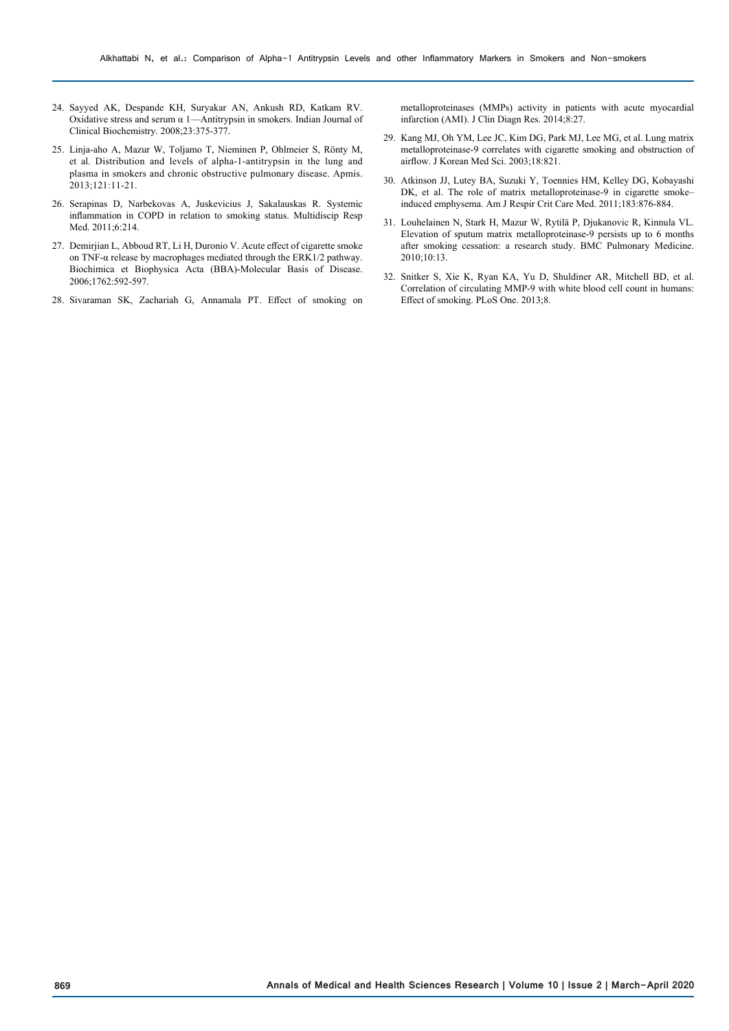24. Sayyed AK, Despande KH, Suryakar AN, Ankush RD, Katkam RV. Oxidative stress and serum α 1—Antitrypsin in smokers. Indian Journal of Clinical Biochemistry. 2008;23:375-377.

25. Linja-aho A, Mazur W, Toljamo T, Nieminen P, Ohlmeier S, Rönty M, et al. Distribution and levels of alpha-1-antitrypsin in the lung and plasma in smokers and chronic obstructive pulmonary disease. Apmis. 2013;121:11-21.

26. Serapinas D, Narbekovas A, Juskevicius J, Sakalauskas R. Systemic inflammation in COPD in relation to smoking status. Multidiscip Resp Med. 2011;6:214.

27. Demirjian L, Abboud RT, Li H, Duronio V. Acute effect of cigarette smoke on TNF-α release by macrophages mediated through the ERK1/2 pathway. Biochimica et Biophysica Acta (BBA)-Molecular Basis of Disease. 2006;1762:592-597.

28. Sivaraman SK, Zachariah G, Annamala PT. Effect of smoking on metalloproteinases (MMPs) activity in patients with acute myocardial infarction (AMI). J Clin Diagn Res. 2014;8:27.

29. Kang MJ, Oh YM, Lee JC, Kim DG, Park MJ, Lee MG, et al. Lung matrix metalloproteinase-9 correlates with cigarette smoking and obstruction of airflow. J Korean Med Sci. 2003;18:821.

30. Atkinson JJ, Lutey BA, Suzuki Y, Toennies HM, Kelley DG, Kobayashi DK, et al. The role of matrix metalloproteinase-9 in cigarette smoke–induced emphysema. Am J Respir Crit Care Med. 2011;183:876-884.

31. Louhelainen N, Stark H, Mazur W, Rytilä P, Djukanovic R, Kinnula VL. Elevation of sputum matrix metalloproteinase-9 persists up to 6 months after smoking cessation: a research study. BMC Pulmonary Medicine. 2010;10:13.

32. Snitker S, Xie K, Ryan KA, Yu D, Shuldiner AR, Mitchell BD, et al. Correlation of circulating MMP-9 with white blood cell count in humans: Effect of smoking. PLoS One. 2013;8.